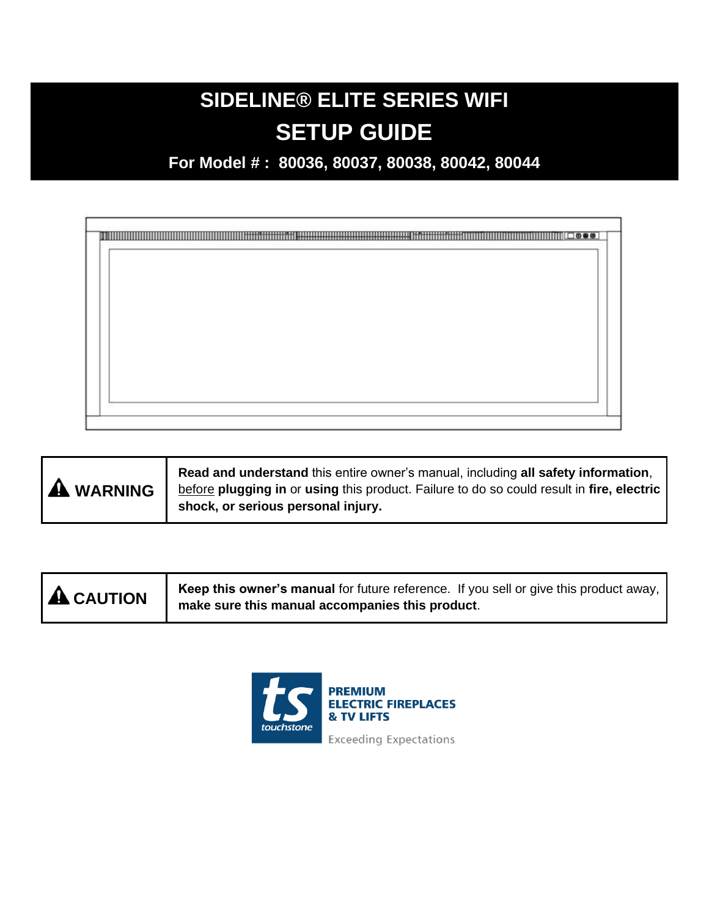# SIDELINE® ELITE SERIES WIFI

# SETUP GUIDE

## For Model # : 80036, 80037, 80038, 80042, 80044

| | |
|---|---|
| ⚠ **WARNING** | **Read and understand** this entire owner's manual, including **all safety information**, before **plugging in** or **using** this product. Failure to do so could result in **fire, electric shock, or serious personal injury.** |

| | |
|---|---|
| ⚠ **CAUTION** | **Keep this owner's manual** for future reference. If you sell or give this product away, **make sure this manual accompanies this product**. |

ts touchstone

**PREMIUM ELECTRIC FIREPLACES & TV LIFTS**

Exceeding Expectations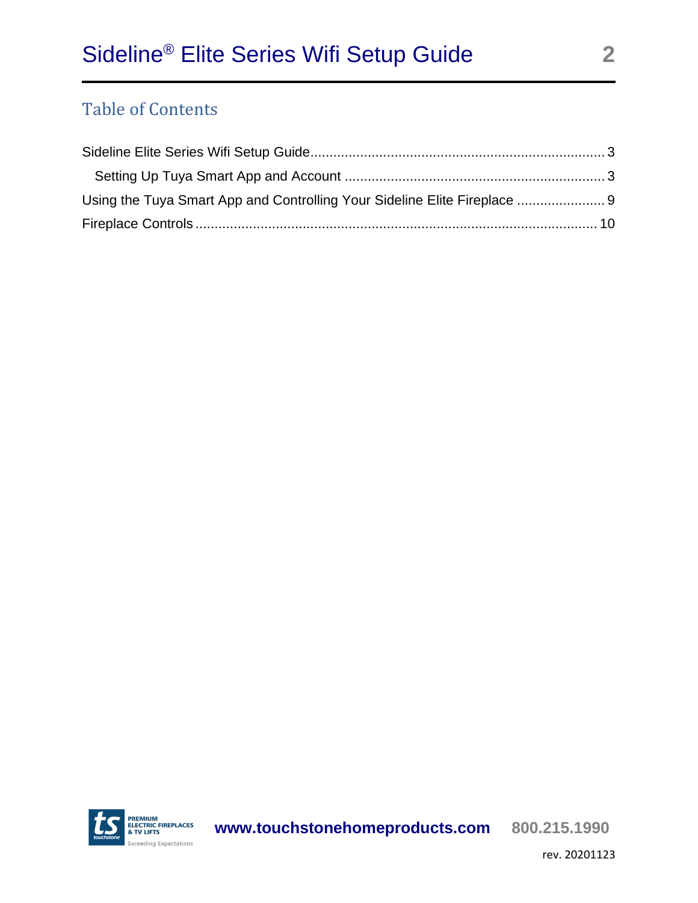## Table of Contents

Sideline Elite Series Wifi Setup Guide ........................................................................ 3

  Setting Up Tuya Smart App and Account ................................................................ 3

Using the Tuya Smart App and Controlling Your Sideline Elite Fireplace ...................... 9

Fireplace Controls ....................................................................................................... 10

rev. 20201123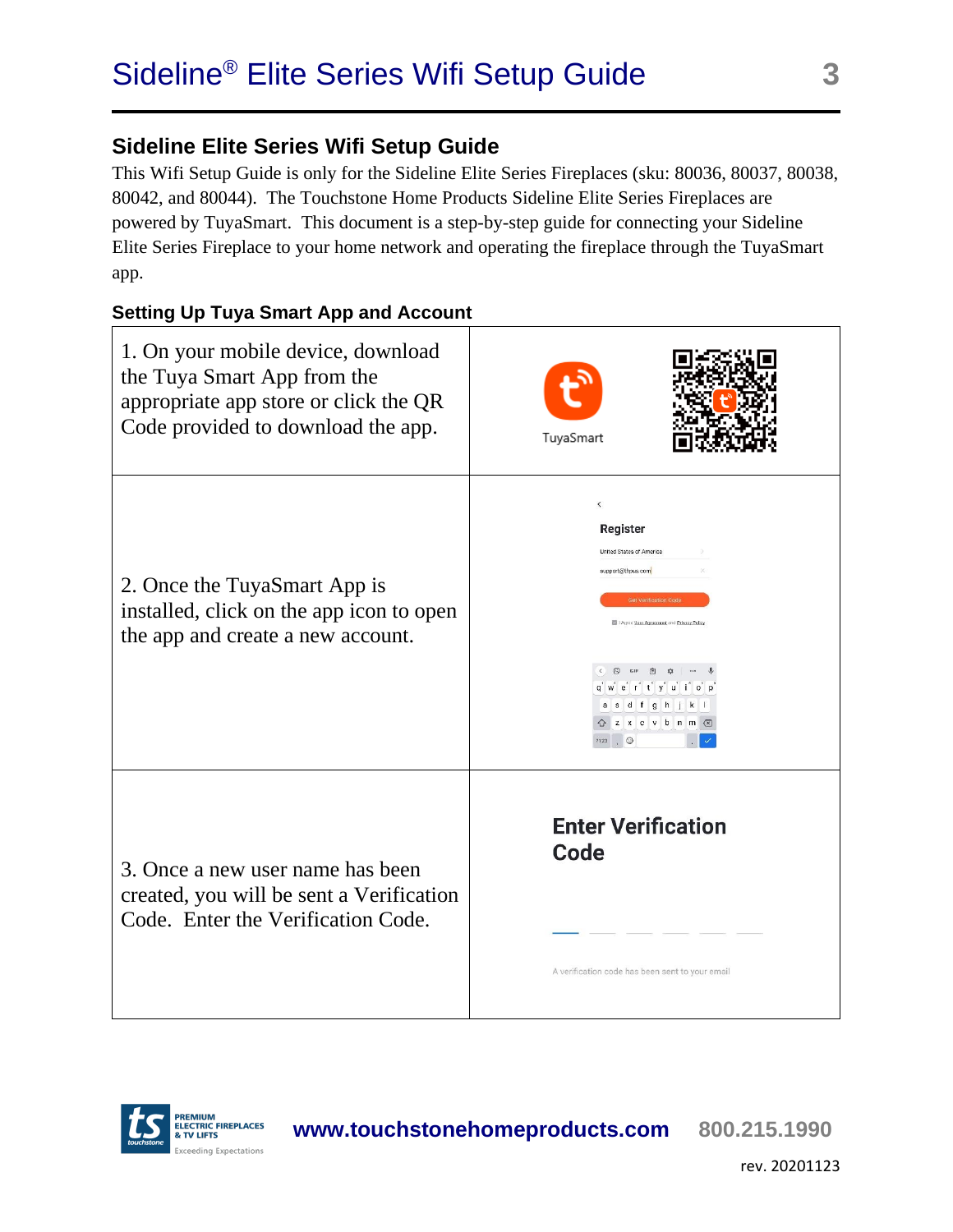## Sideline Elite Series Wifi Setup Guide

This Wifi Setup Guide is only for the Sideline Elite Series Fireplaces (sku: 80036, 80037, 80038, 80042, and 80044). The Touchstone Home Products Sideline Elite Series Fireplaces are powered by TuyaSmart. This document is a step-by-step guide for connecting your Sideline Elite Series Fireplace to your home network and operating the fireplace through the TuyaSmart app.

### Setting Up Tuya Smart App and Account

| | |
|---|---|
| 1. On your mobile device, download the Tuya Smart App from the appropriate app store or click the QR Code provided to download the app. | TuyaSmart |
| 2. Once the TuyaSmart App is installed, click on the app icon to open the app and create a new account. | Register<br>United States of America<br>support@tlpus.com<br>Get Verification Code |
| 3. Once a new user name has been created, you will be sent a Verification Code. Enter the Verification Code. | Enter Verification Code<br>A verification code has been sent to your email |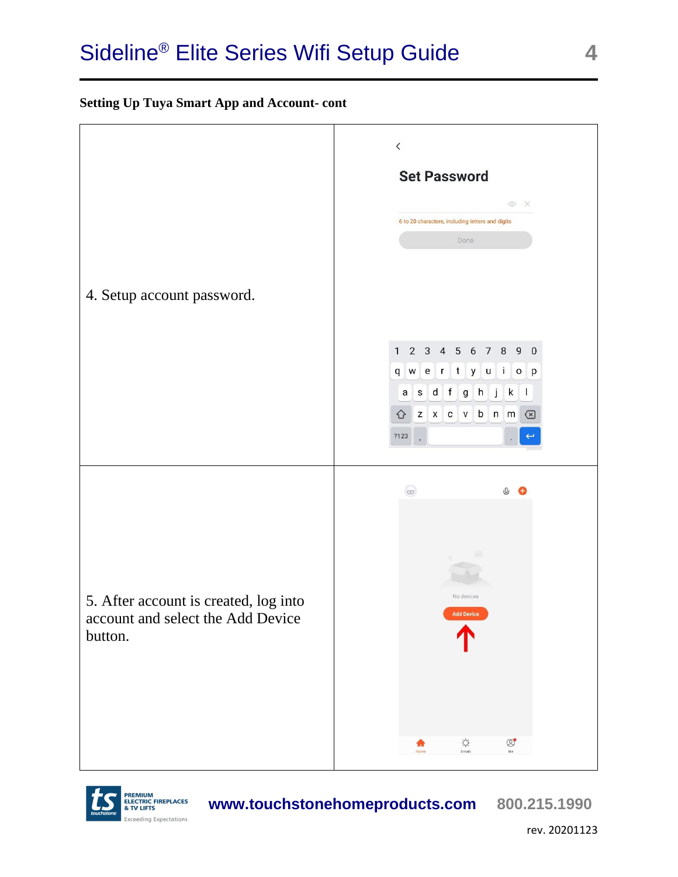## Setting Up Tuya Smart App and Account- cont

| | |
|---|---|
| 4. Setup account password. | Set Password<br>6 to 20 characters, including letters and digits<br>Done |
| 5. After account is created, log into account and select the Add Device button. | No devices<br>Add Device |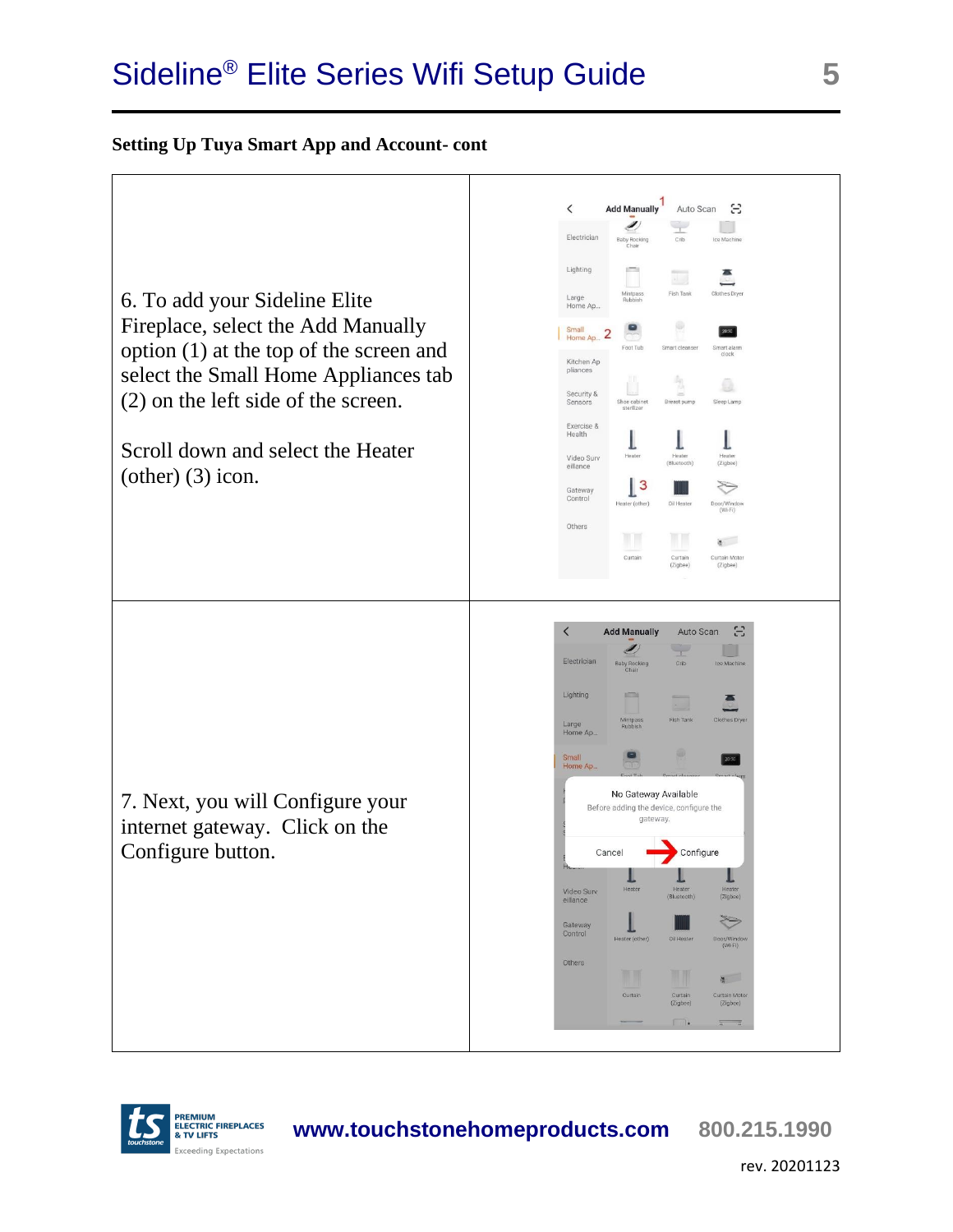### Setting Up Tuya Smart App and Account- cont

6. To add your Sideline Elite Fireplace, select the Add Manually option (1) at the top of the screen and select the Small Home Appliances tab (2) on the left side of the screen.

Scroll down and select the Heater (other) (3) icon.

7. Next, you will Configure your internet gateway. Click on the Configure button.

rev. 20201123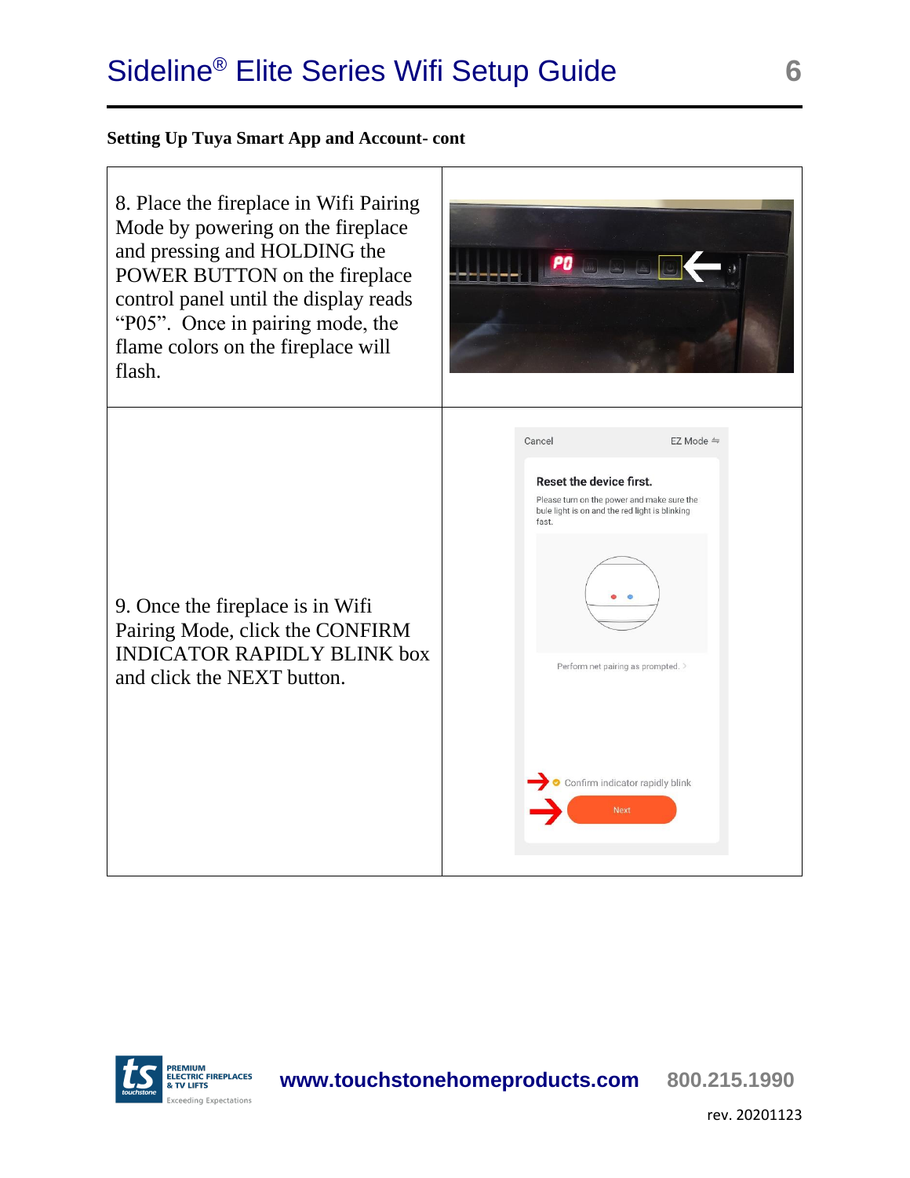**Setting Up Tuya Smart App and Account- cont**

8. Place the fireplace in Wifi Pairing Mode by powering on the fireplace and pressing and HOLDING the POWER BUTTON on the fireplace control panel until the display reads "P05". Once in pairing mode, the flame colors on the fireplace will flash.

9. Once the fireplace is in Wifi Pairing Mode, click the CONFIRM INDICATOR RAPIDLY BLINK box and click the NEXT button.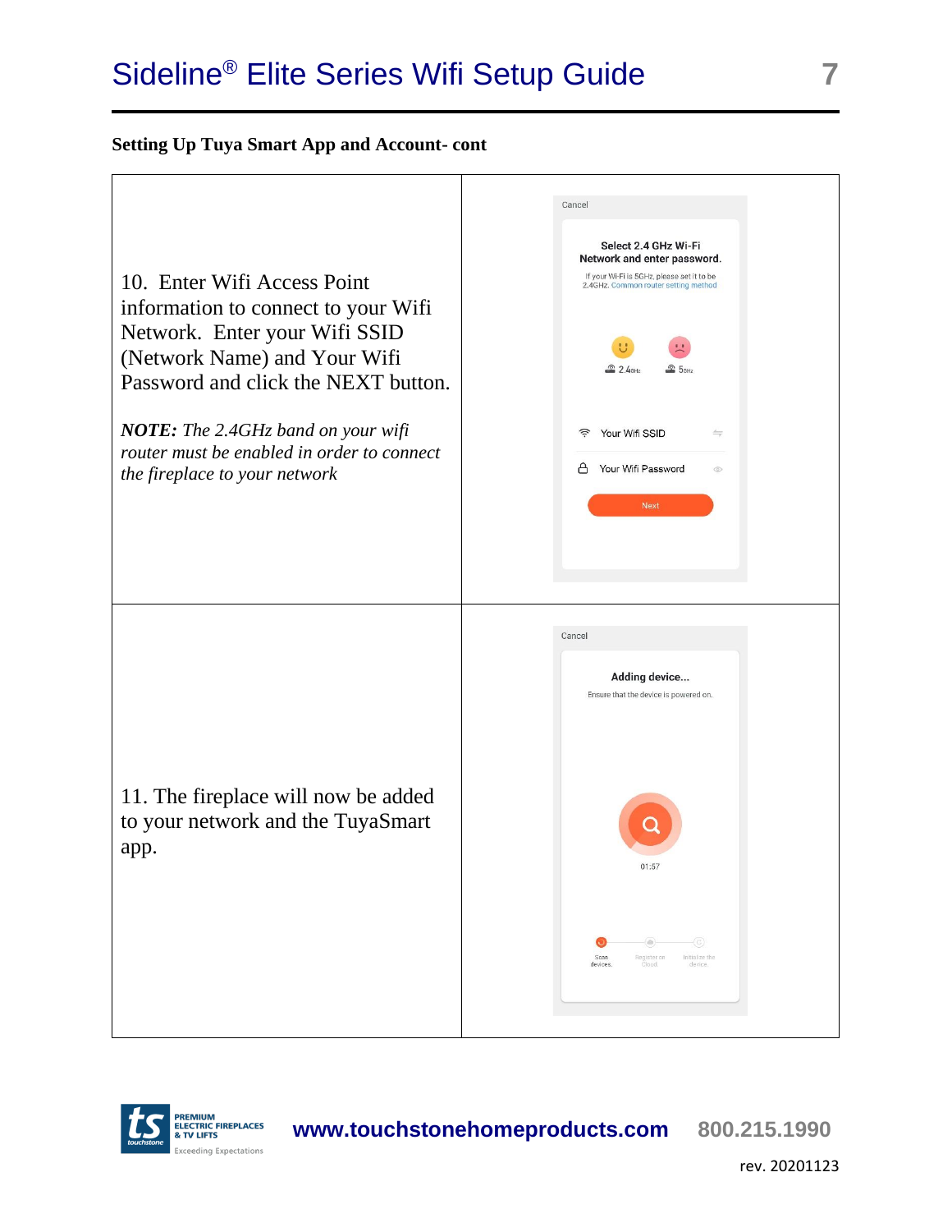**Setting Up Tuya Smart App and Account- cont**

| | |
|---|---|
| 10. Enter Wifi Access Point information to connect to your Wifi Network. Enter your Wifi SSID (Network Name) and Your Wifi Password and click the NEXT button.<br><br>***NOTE:** The 2.4GHz band on your wifi router must be enabled in order to connect the fireplace to your network* | Cancel<br>Select 2.4 GHz Wi-Fi Network and enter password.<br>If your Wi-Fi is 5GHz, please set it to be 2.4GHz. Common router setting method<br>2.4GHz 5GHz<br>Your Wifi SSID<br>Your Wifi Password<br>Next |
| 11. The fireplace will now be added to your network and the TuyaSmart app. | Cancel<br>Adding device...<br>Ensure that the device is powered on.<br>01:57<br>Scan devices. Register on Cloud. Initialize the device. |

www.touchstonehomeproducts.com 800.215.1990

rev. 20201123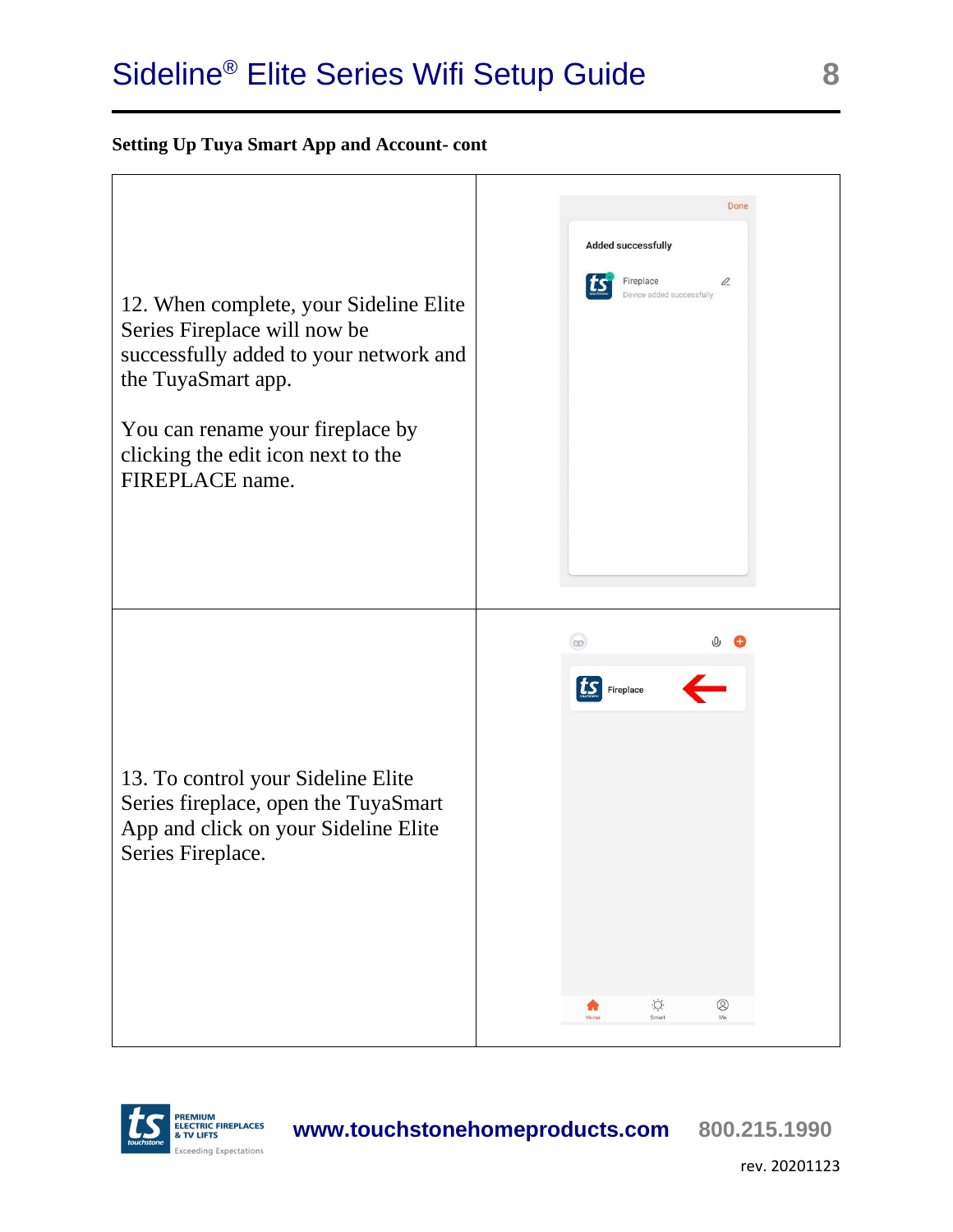**Setting Up Tuya Smart App and Account- cont**

| | |
|---|---|
| 12. When complete, your Sideline Elite Series Fireplace will now be successfully added to your network and the TuyaSmart app.<br><br>You can rename your fireplace by clicking the edit icon next to the FIREPLACE name. | |
| 13. To control your Sideline Elite Series fireplace, open the TuyaSmart App and click on your Sideline Elite Series Fireplace. | |

**www.touchstonehomeproducts.com** **800.215.1990**

rev. 20201123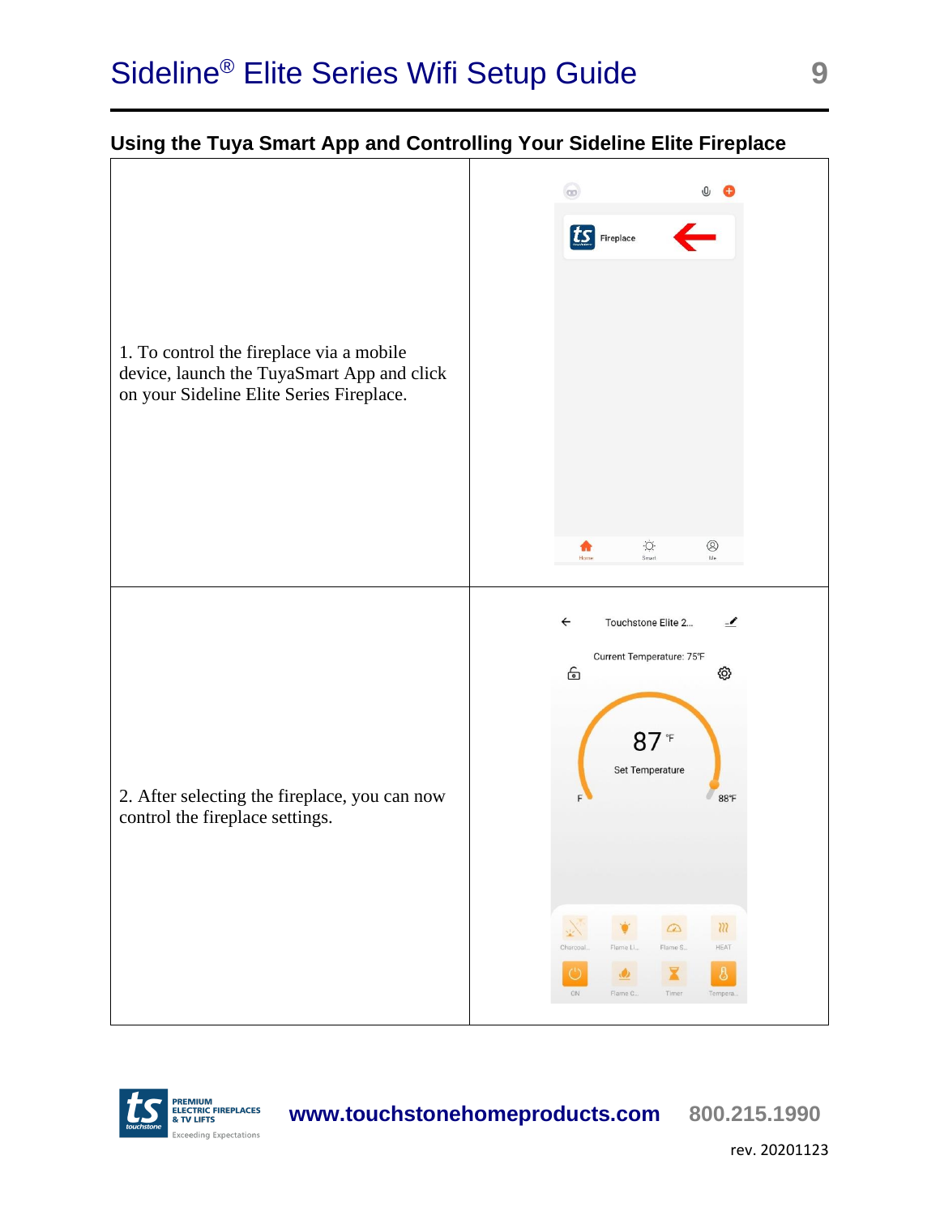## Using the Tuya Smart App and Controlling Your Sideline Elite Fireplace

| | |
|---|---|
| 1. To control the fireplace via a mobile device, launch the TuyaSmart App and click on your Sideline Elite Series Fireplace. | |
| 2. After selecting the fireplace, you can now control the fireplace settings. | |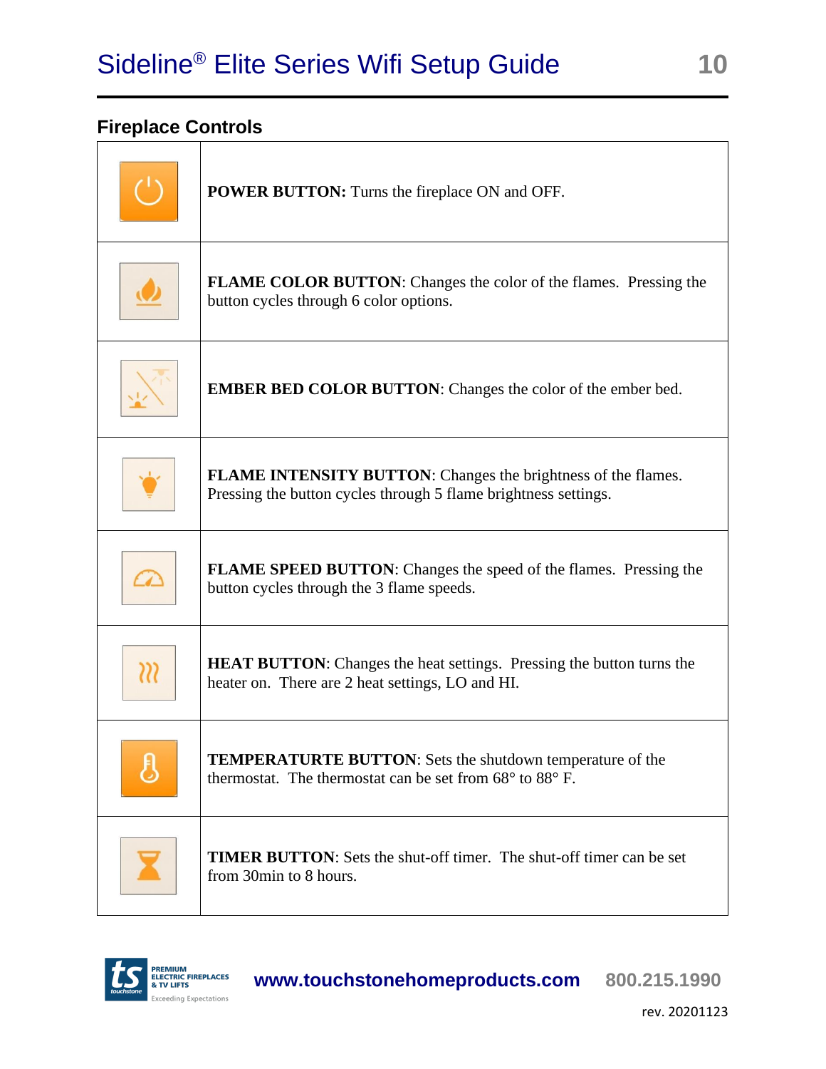## Fireplace Controls

| | |
|---|---|
| | **POWER BUTTON:** Turns the fireplace ON and OFF. |
| | **FLAME COLOR BUTTON**: Changes the color of the flames. Pressing the button cycles through 6 color options. |
| | **EMBER BED COLOR BUTTON**: Changes the color of the ember bed. |
| | **FLAME INTENSITY BUTTON**: Changes the brightness of the flames. Pressing the button cycles through 5 flame brightness settings. |
| | **FLAME SPEED BUTTON**: Changes the speed of the flames. Pressing the button cycles through the 3 flame speeds. |
| | **HEAT BUTTON**: Changes the heat settings. Pressing the button turns the heater on. There are 2 heat settings, LO and HI. |
| | **TEMPERATURTE BUTTON**: Sets the shutdown temperature of the thermostat. The thermostat can be set from 68° to 88° F. |
| | **TIMER BUTTON**: Sets the shut-off timer. The shut-off timer can be set from 30min to 8 hours. |

www.touchstonehomeproducts.com 800.215.1990

rev. 20201123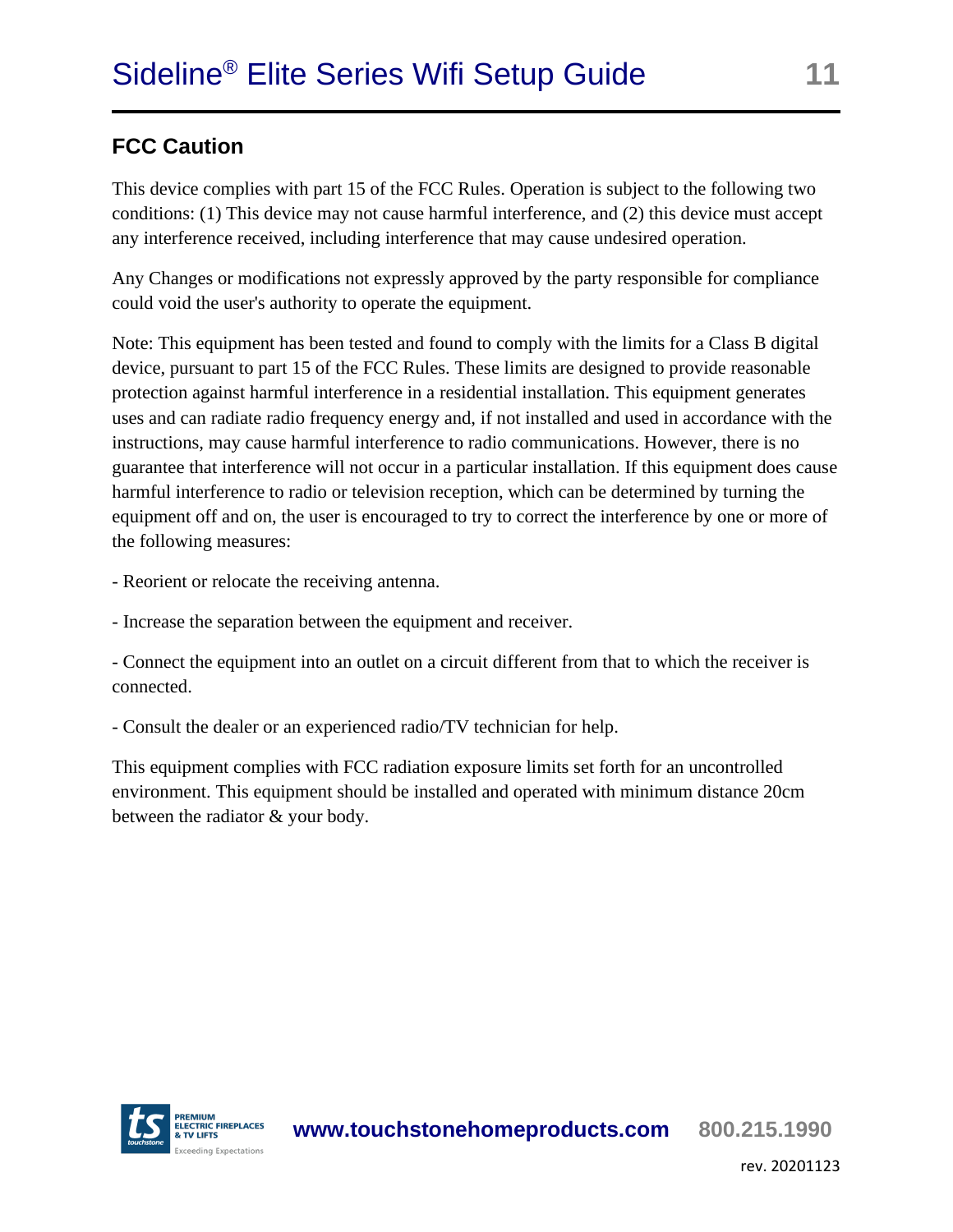## FCC Caution

This device complies with part 15 of the FCC Rules. Operation is subject to the following two conditions: (1) This device may not cause harmful interference, and (2) this device must accept any interference received, including interference that may cause undesired operation.

Any Changes or modifications not expressly approved by the party responsible for compliance could void the user's authority to operate the equipment.

Note: This equipment has been tested and found to comply with the limits for a Class B digital device, pursuant to part 15 of the FCC Rules. These limits are designed to provide reasonable protection against harmful interference in a residential installation. This equipment generates uses and can radiate radio frequency energy and, if not installed and used in accordance with the instructions, may cause harmful interference to radio communications. However, there is no guarantee that interference will not occur in a particular installation. If this equipment does cause harmful interference to radio or television reception, which can be determined by turning the equipment off and on, the user is encouraged to try to correct the interference by one or more of the following measures:

- Reorient or relocate the receiving antenna.

- Increase the separation between the equipment and receiver.

- Connect the equipment into an outlet on a circuit different from that to which the receiver is connected.

- Consult the dealer or an experienced radio/TV technician for help.

This equipment complies with FCC radiation exposure limits set forth for an uncontrolled environment. This equipment should be installed and operated with minimum distance 20cm between the radiator & your body.